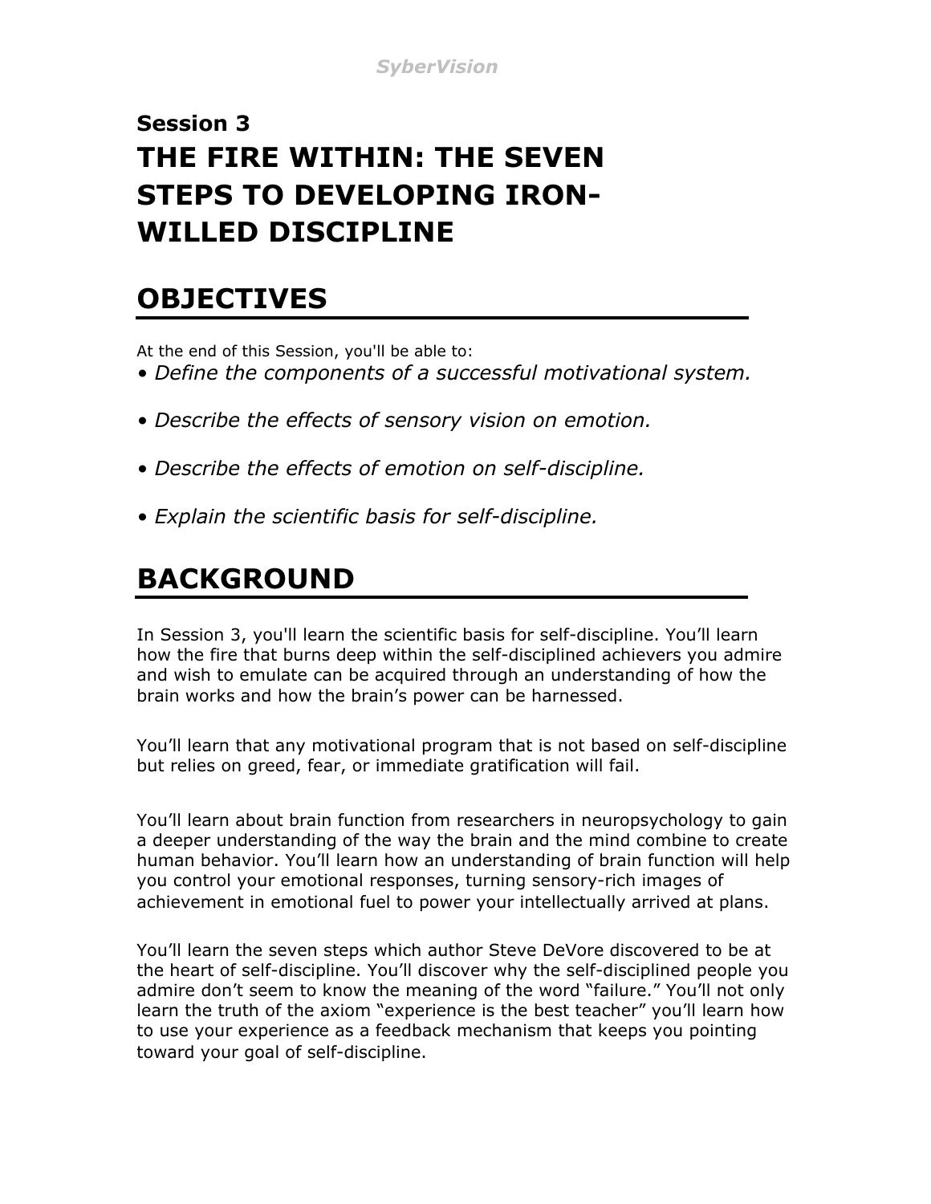## Session 3

# THE FIRE WITHIN: THE SEVEN STEPS TO DEVELOPING IRON-WILLED DISCIPLINE

## OBJECTIVES

At the end of this Session, you'll be able to:

- *Define the components of a successful motivational system.*
- *Describe the effects of sensory vision on emotion.*
- *Describe the effects of emotion on self-discipline.*
- *Explain the scientific basis for self-discipline.*

## BACKGROUND

In Session 3, you'll learn the scientific basis for self-discipline. You'll learn how the fire that burns deep within the self-disciplined achievers you admire and wish to emulate can be acquired through an understanding of how the brain works and how the brain's power can be harnessed.

You'll learn that any motivational program that is not based on self-discipline but relies on greed, fear, or immediate gratification will fail.

You'll learn about brain function from researchers in neuropsychology to gain a deeper understanding of the way the brain and the mind combine to create human behavior. You'll learn how an understanding of brain function will help you control your emotional responses, turning sensory-rich images of achievement in emotional fuel to power your intellectually arrived at plans.

You'll learn the seven steps which author Steve DeVore discovered to be at the heart of self-discipline. You'll discover why the self-disciplined people you admire don't seem to know the meaning of the word "failure." You'll not only learn the truth of the axiom "experience is the best teacher" you'll learn how to use your experience as a feedback mechanism that keeps you pointing toward your goal of self-discipline.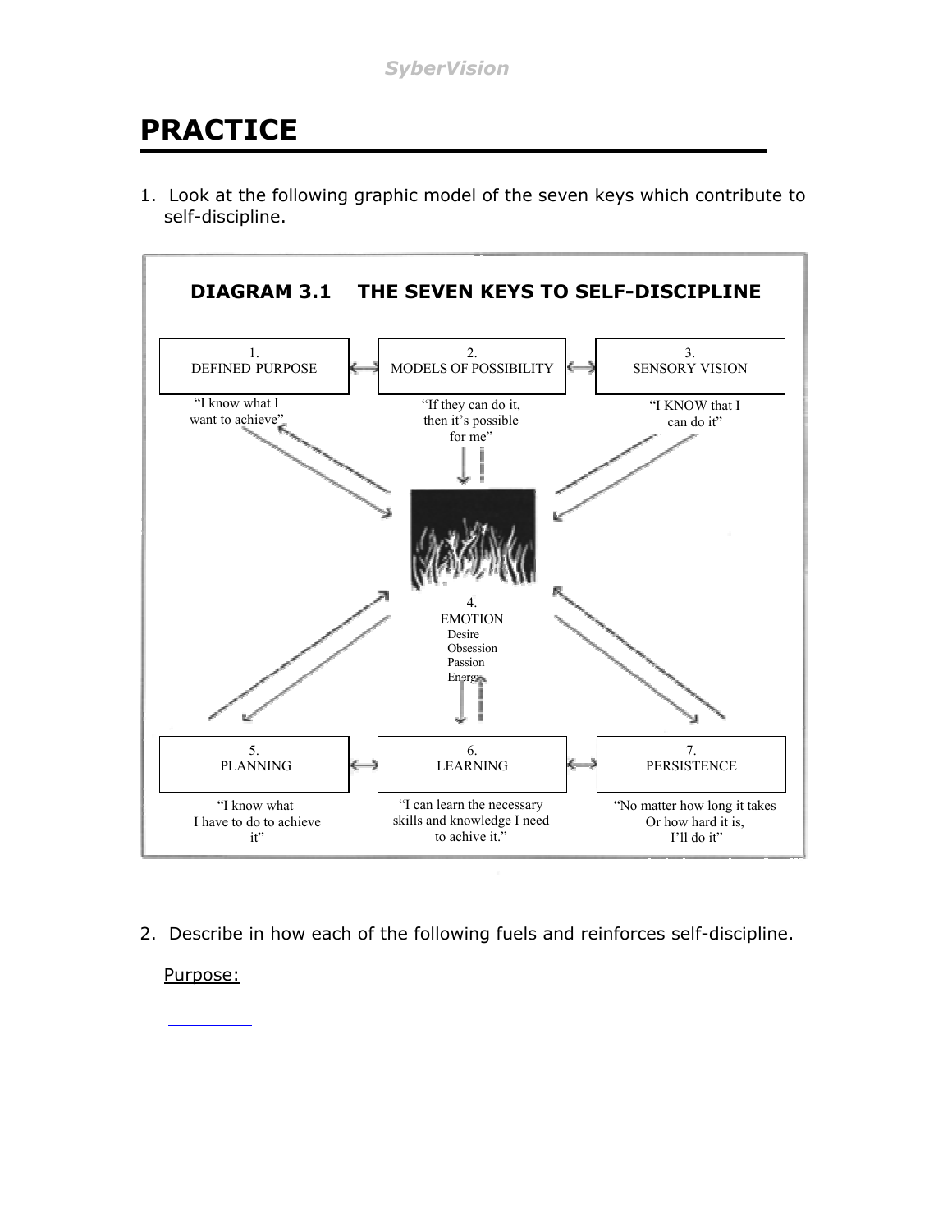# PRACTICE

1. Look at the following graphic model of the seven keys which contribute to self-discipline.

**DIAGRAM 3.1 THE SEVEN KEYS TO SELF-DISCIPLINE**

1. DEFINED PURPOSE
"I know what I want to achieve"

2. MODELS OF POSSIBILITY
"If they can do it, then it's possible for me"

3. SENSORY VISION
"I KNOW that I can do it"

4. EMOTION
Desire
Obsession
Passion
Energy

5. PLANNING
"I know what I have to do to achieve it"

6. LEARNING
"I can learn the necessary skills and knowledge I need to achive it."

7. PERSISTENCE
"No matter how long it takes Or how hard it is, I'll do it"

2. Describe in how each of the following fuels and reinforces self-discipline.

<u>Purpose:</u>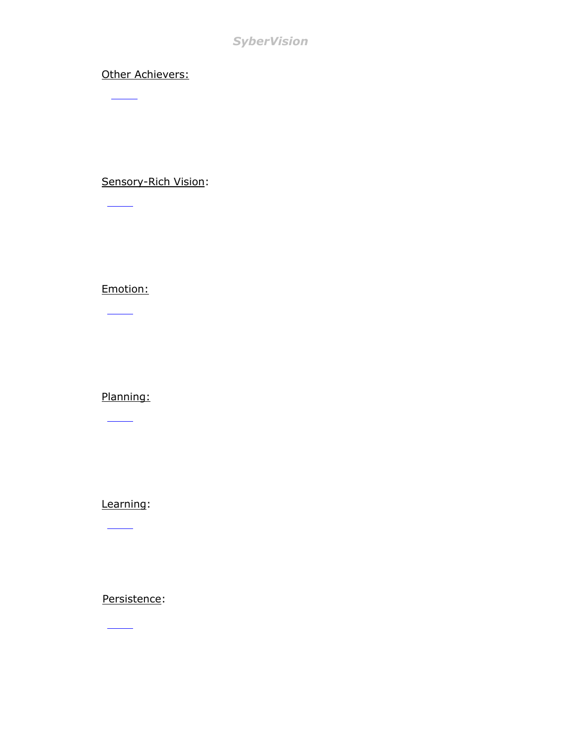Other Achievers:

\_\_\_\_

Sensory-Rich Vision:

\_\_\_\_

Emotion:

\_\_\_\_

Planning:

\_\_\_\_

Learning:

\_\_\_\_

Persistence:

\_\_\_\_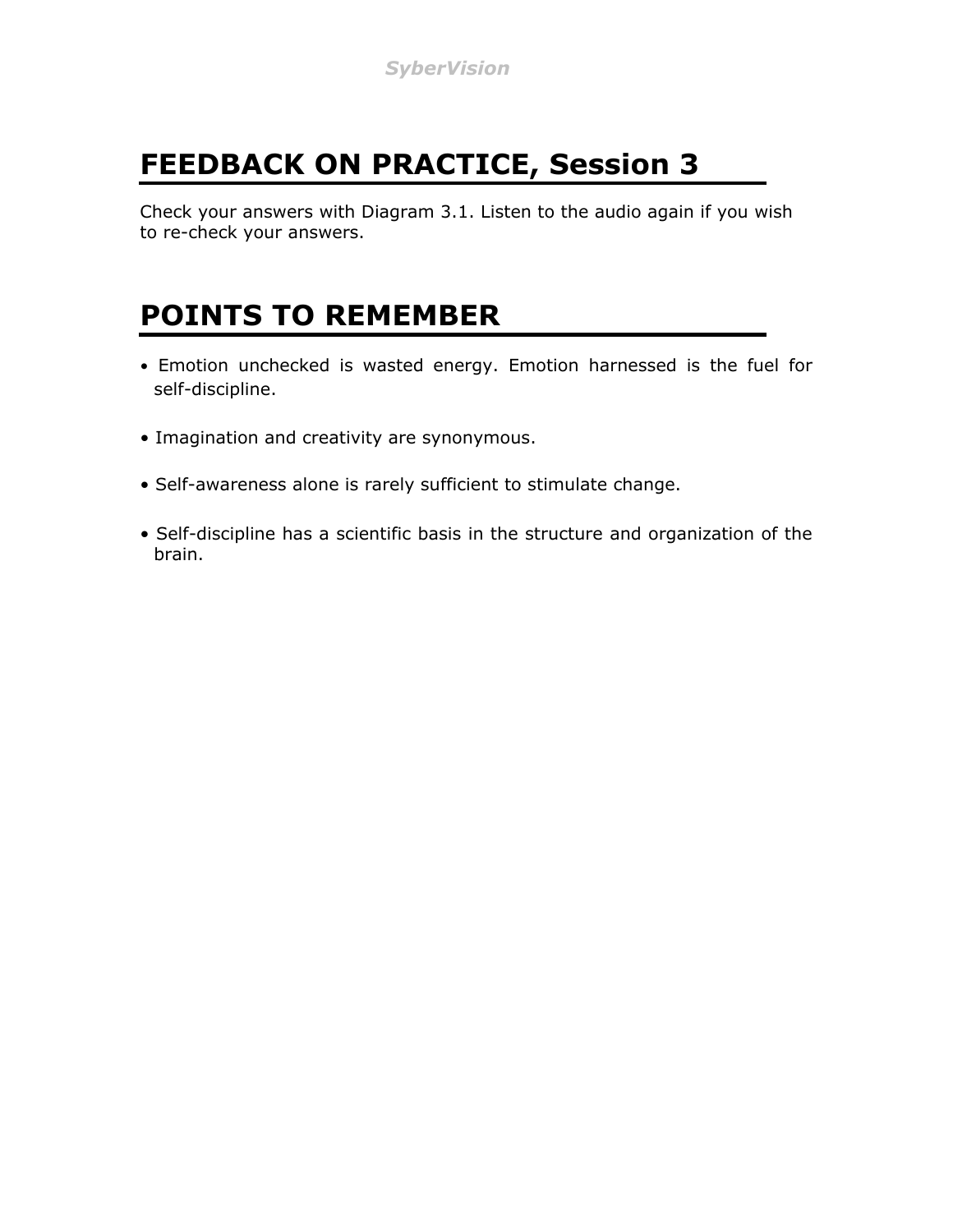## FEEDBACK ON PRACTICE, Session 3

Check your answers with Diagram 3.1. Listen to the audio again if you wish to re-check your answers.

## POINTS TO REMEMBER

- Emotion unchecked is wasted energy. Emotion harnessed is the fuel for self-discipline.
- Imagination and creativity are synonymous.
- Self-awareness alone is rarely sufficient to stimulate change.
- Self-discipline has a scientific basis in the structure and organization of the brain.